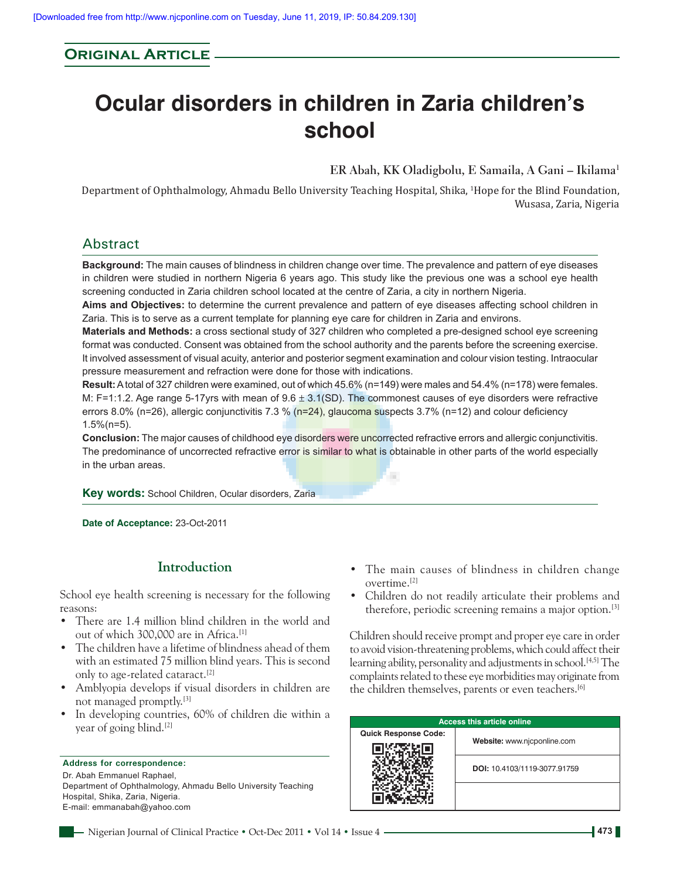[Downloaded free from http://www.njcponline.com on Tuesday, June 11, 2019, IP: 50.84.209.130]

**Original Article**

# Ocular disorders in children in Zaria children's school

**ER Abah, KK Oladigbolu, E Samaila, A Gani – Ikilama[1]**

Department of Ophthalmology, Ahmadu Bello University Teaching Hospital, Shika, [1]Hope for the Blind Foundation, Wusasa, Zaria, Nigeria

## Abstract

**Background:** The main causes of blindness in children change over time. The prevalence and pattern of eye diseases in children were studied in northern Nigeria 6 years ago. This study like the previous one was a school eye health screening conducted in Zaria children school located at the centre of Zaria, a city in northern Nigeria.

**Aims and Objectives:** to determine the current prevalence and pattern of eye diseases affecting school children in Zaria. This is to serve as a current template for planning eye care for children in Zaria and environs.

**Materials and Methods:** a cross sectional study of 327 children who completed a pre-designed school eye screening format was conducted. Consent was obtained from the school authority and the parents before the screening exercise. It involved assessment of visual acuity, anterior and posterior segment examination and colour vision testing. Intraocular pressure measurement and refraction were done for those with indications.

**Result:** A total of 327 children were examined, out of which 45.6% (n=149) were males and 54.4% (n=178) were females. M: F=1:1.2. Age range 5-17yrs with mean of 9.6 ± 3.1(SD). The commonest causes of eye disorders were refractive errors 8.0% (n=26), allergic conjunctivitis 7.3 % (n=24), glaucoma suspects 3.7% (n=12) and colour deficiency 1.5%(n=5).

**Conclusion:** The major causes of childhood eye disorders were uncorrected refractive errors and allergic conjunctivitis. The predominance of uncorrected refractive error is similar to what is obtainable in other parts of the world especially in the urban areas.

**Key words:** School Children, Ocular disorders, Zaria

**Date of Acceptance:** 23-Oct-2011

## Introduction

School eye health screening is necessary for the following reasons:

- There are 1.4 million blind children in the world and out of which 300,000 are in Africa.[1]
- The children have a lifetime of blindness ahead of them with an estimated 75 million blind years. This is second only to age-related cataract.[2]
- Amblyopia develops if visual disorders in children are not managed promptly.[3]
- In developing countries, 60% of children die within a year of going blind.[2]
- The main causes of blindness in children change overtime.[2]
- Children do not readily articulate their problems and therefore, periodic screening remains a major option.[3]

Children should receive prompt and proper eye care in order to avoid vision-threatening problems, which could affect their learning ability, personality and adjustments in school.[4,5] The complaints related to these eye morbidities may originate from the children themselves, parents or even teachers.[6]

**Address for correspondence:**
Dr. Abah Emmanuel Raphael,
Department of Ophthalmology, Ahmadu Bello University Teaching Hospital, Shika, Zaria, Nigeria.
E-mail: emmanabah@yahoo.com

| Access this article online | |
|---|---|
| Quick Response Code: | Website: www.njcponline.com |
| | DOI: 10.4103/1119-3077.91759 |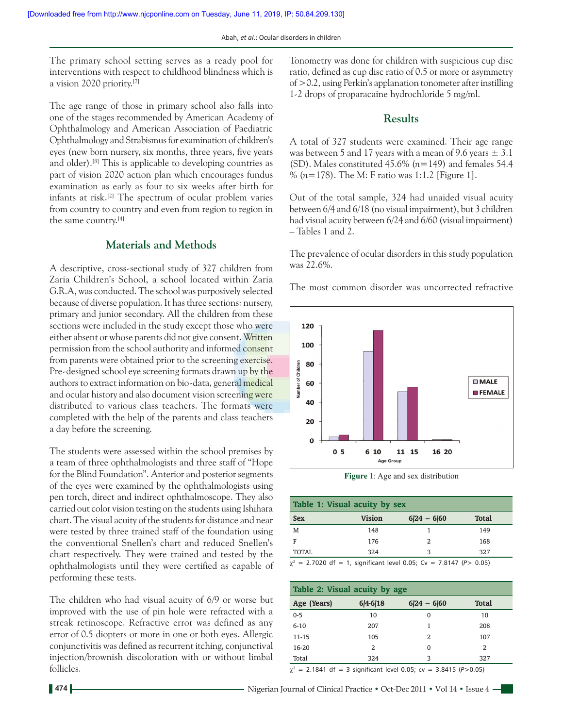The primary school setting serves as a ready pool for interventions with respect to childhood blindness which is a vision 2020 priority.[7]

The age range of those in primary school also falls into one of the stages recommended by American Academy of Ophthalmology and American Association of Paediatric Ophthalmology and Strabismus for examination of children's eyes (new born nursery, six months, three years, five years and older).[8] This is applicable to developing countries as part of vision 2020 action plan which encourages fundus examination as early as four to six weeks after birth for infants at risk.[2] The spectrum of ocular problem varies from country to country and even from region to region in the same country.[4]

## Materials and Methods

A descriptive, cross-sectional study of 327 children from Zaria Children's School, a school located within Zaria G.R.A, was conducted. The school was purposively selected because of diverse population. It has three sections: nursery, primary and junior secondary. All the children from these sections were included in the study except those who were either absent or whose parents did not give consent. Written permission from the school authority and informed consent from parents were obtained prior to the screening exercise. Pre-designed school eye screening formats drawn up by the authors to extract information on bio-data, general medical and ocular history and also document vision screening were distributed to various class teachers. The formats were completed with the help of the parents and class teachers a day before the screening.

The students were assessed within the school premises by a team of three ophthalmologists and three staff of "Hope for the Blind Foundation". Anterior and posterior segments of the eyes were examined by the ophthalmologists using pen torch, direct and indirect ophthalmoscope. They also carried out color vision testing on the students using Ishihara chart. The visual acuity of the students for distance and near were tested by three trained staff of the foundation using the conventional Snellen's chart and reduced Snellen's chart respectively. They were trained and tested by the ophthalmologists until they were certified as capable of performing these tests.

The children who had visual acuity of 6/9 or worse but improved with the use of pin hole were refracted with a streak retinoscope. Refractive error was defined as any error of 0.5 diopters or more in one or both eyes. Allergic conjunctivitis was defined as recurrent itching, conjunctival injection/brownish discoloration with or without limbal follicles.

Tonometry was done for children with suspicious cup disc ratio, defined as cup disc ratio of 0.5 or more or asymmetry of >0.2, using Perkin's applanation tonometer after instilling 1-2 drops of proparacaine hydrochloride 5 mg/ml.

## Results

A total of 327 students were examined. Their age range was between 5 and 17 years with a mean of 9.6 years ± 3.1 (SD). Males constituted 45.6% (*n*=149) and females 54.4 % (*n*=178). The M: F ratio was 1:1.2 [Figure 1].

Out of the total sample, 324 had unaided visual acuity between 6/4 and 6/18 (no visual impairment), but 3 children had visual acuity between 6/24 and 6/60 (visual impairment) – Tables 1 and 2.

The prevalence of ocular disorders in this study population was 22.6%.

The most common disorder was uncorrected refractive

**Figure 1**: Age and sex distribution

**Table 1: Visual acuity by sex**

| Sex | Vision | 6/24 – 6/60 | Total |
|---|---|---|---|
| M | 148 | 1 | 149 |
| F | 176 | 2 | 168 |
| TOTAL | 324 | 3 | 327 |

$\chi^2$ = 2.7020 df = 1, significant level 0.05; Cv = 7.8147 ($P$> 0.05)

**Table 2: Visual acuity by age**

| Age (Years) | 6/4-6/18 | 6/24 – 6/60 | Total |
|---|---|---|---|
| 0-5 | 10 | 0 | 10 |
| 6-10 | 207 | 1 | 208 |
| 11-15 | 105 | 2 | 107 |
| 16-20 | 2 | 0 | 2 |
| Total | 324 | 3 | 327 |

$\chi^2$ = 2.1841 df = 3 significant level 0.05; cv = 3.8415 ($P$>0.05)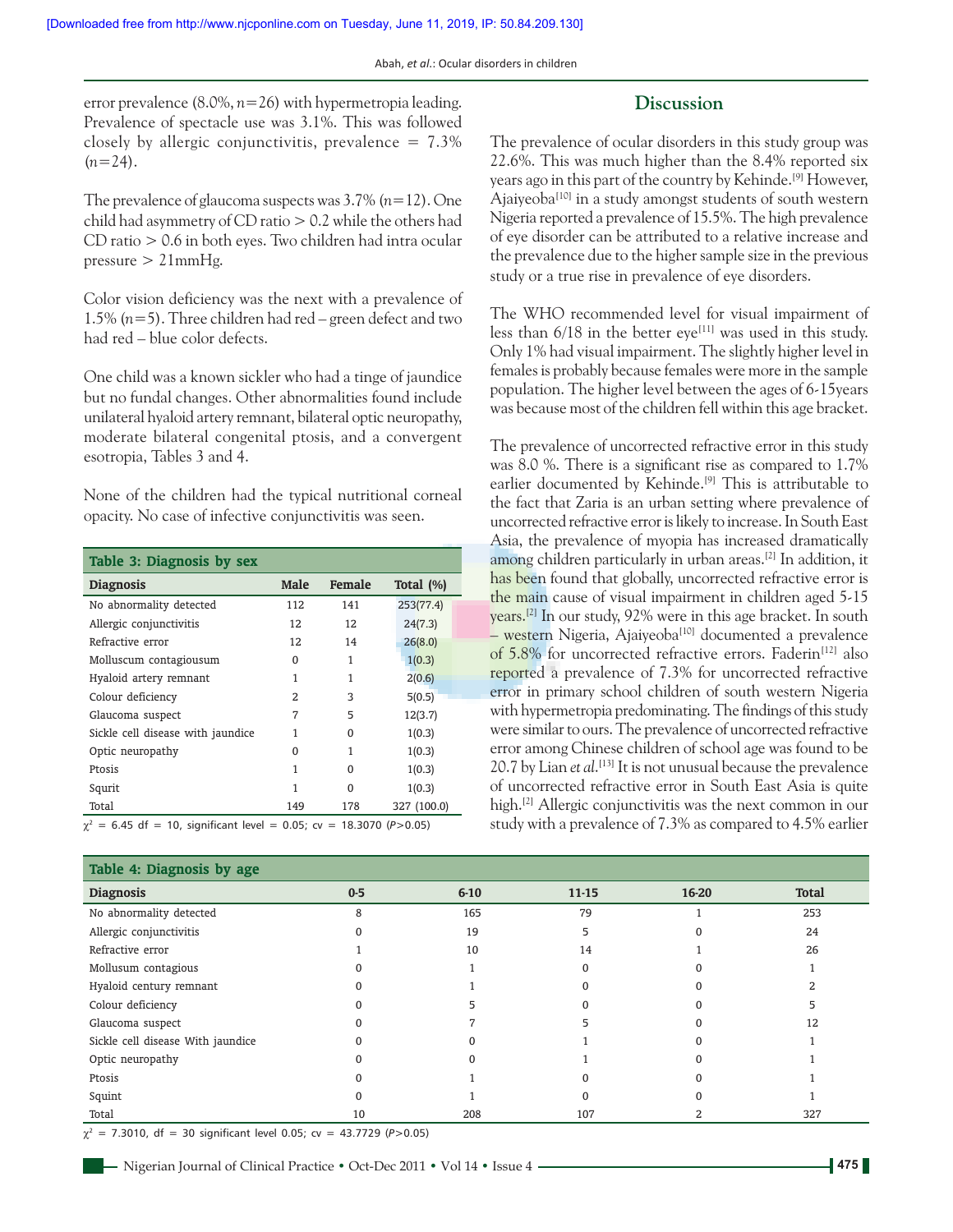error prevalence (8.0%, $n$=26) with hypermetropia leading. Prevalence of spectacle use was 3.1%. This was followed closely by allergic conjunctivitis, prevalence = 7.3% ($n$=24).

The prevalence of glaucoma suspects was 3.7% ($n$=12). One child had asymmetry of CD ratio > 0.2 while the others had CD ratio > 0.6 in both eyes. Two children had intra ocular pressure > 21mmHg.

Color vision deficiency was the next with a prevalence of 1.5% ($n$=5). Three children had red – green defect and two had red – blue color defects.

One child was a known sickler who had a tinge of jaundice but no fundal changes. Other abnormalities found include unilateral hyaloid artery remnant, bilateral optic neuropathy, moderate bilateral congenital ptosis, and a convergent esotropia, Tables 3 and 4.

None of the children had the typical nutritional corneal opacity. No case of infective conjunctivitis was seen.

**Table 3: Diagnosis by sex**

| Diagnosis | Male | Female | Total (%) |
|---|---|---|---|
| No abnormality detected | 112 | 141 | 253(77.4) |
| Allergic conjunctivitis | 12 | 12 | 24(7.3) |
| Refractive error | 12 | 14 | 26(8.0) |
| Molluscum contagiousum | 0 | 1 | 1(0.3) |
| Hyaloid artery remnant | 1 | 1 | 2(0.6) |
| Colour deficiency | 2 | 3 | 5(0.5) |
| Glaucoma suspect | 7 | 5 | 12(3.7) |
| Sickle cell disease with jaundice | 1 | 0 | 1(0.3) |
| Optic neuropathy | 0 | 1 | 1(0.3) |
| Ptosis | 1 | 0 | 1(0.3) |
| Squrit | 1 | 0 | 1(0.3) |
| Total | 149 | 178 | 327 (100.0) |

$\chi^2$ = 6.45 df = 10, significant level = 0.05; cv = 18.3070 ($P$>0.05)

**Table 4: Diagnosis by age**

| Diagnosis | 0-5 | 6-10 | 11-15 | 16-20 | Total |
|---|---|---|---|---|---|
| No abnormality detected | 8 | 165 | 79 | 1 | 253 |
| Allergic conjunctivitis | 0 | 19 | 5 | 0 | 24 |
| Refractive error | 1 | 10 | 14 | 1 | 26 |
| Mollusum contagious | 0 | 1 | 0 | 0 | 1 |
| Hyaloid century remnant | 0 | 1 | 0 | 0 | 2 |
| Colour deficiency | 0 | 5 | 0 | 0 | 5 |
| Glaucoma suspect | 0 | 7 | 5 | 0 | 12 |
| Sickle cell disease With jaundice | 0 | 0 | 1 | 0 | 1 |
| Optic neuropathy | 0 | 0 | 1 | 0 | 1 |
| Ptosis | 0 | 1 | 0 | 0 | 1 |
| Squint | 0 | 1 | 0 | 0 | 1 |
| Total | 10 | 208 | 107 | 2 | 327 |

$\chi^2$ = 7.3010, df = 30 significant level 0.05; cv = 43.7729 ($P$>0.05)

## Discussion

The prevalence of ocular disorders in this study group was 22.6%. This was much higher than the 8.4% reported six years ago in this part of the country by Kehinde.[9] However, Ajaiyeoba[10] in a study amongst students of south western Nigeria reported a prevalence of 15.5%. The high prevalence of eye disorder can be attributed to a relative increase and the prevalence due to the higher sample size in the previous study or a true rise in prevalence of eye disorders.

The WHO recommended level for visual impairment of less than 6/18 in the better eye[11] was used in this study. Only 1% had visual impairment. The slightly higher level in females is probably because females were more in the sample population. The higher level between the ages of 6-15years was because most of the children fell within this age bracket.

The prevalence of uncorrected refractive error in this study was 8.0 %. There is a significant rise as compared to 1.7% earlier documented by Kehinde.[9] This is attributable to the fact that Zaria is an urban setting where prevalence of uncorrected refractive error is likely to increase. In South East Asia, the prevalence of myopia has increased dramatically among children particularly in urban areas.[2] In addition, it has been found that globally, uncorrected refractive error is the main cause of visual impairment in children aged 5-15 years.[2] In our study, 92% were in this age bracket. In south – western Nigeria, Ajaiyeoba[10] documented a prevalence of 5.8% for uncorrected refractive errors. Faderin[12] also reported a prevalence of 7.3% for uncorrected refractive error in primary school children of south western Nigeria with hypermetropia predominating. The findings of this study were similar to ours. The prevalence of uncorrected refractive error among Chinese children of school age was found to be 20.7 by Lian *et al.*[13] It is not unusual because the prevalence of uncorrected refractive error in South East Asia is quite high.[2] Allergic conjunctivitis was the next common in our study with a prevalence of 7.3% as compared to 4.5% earlier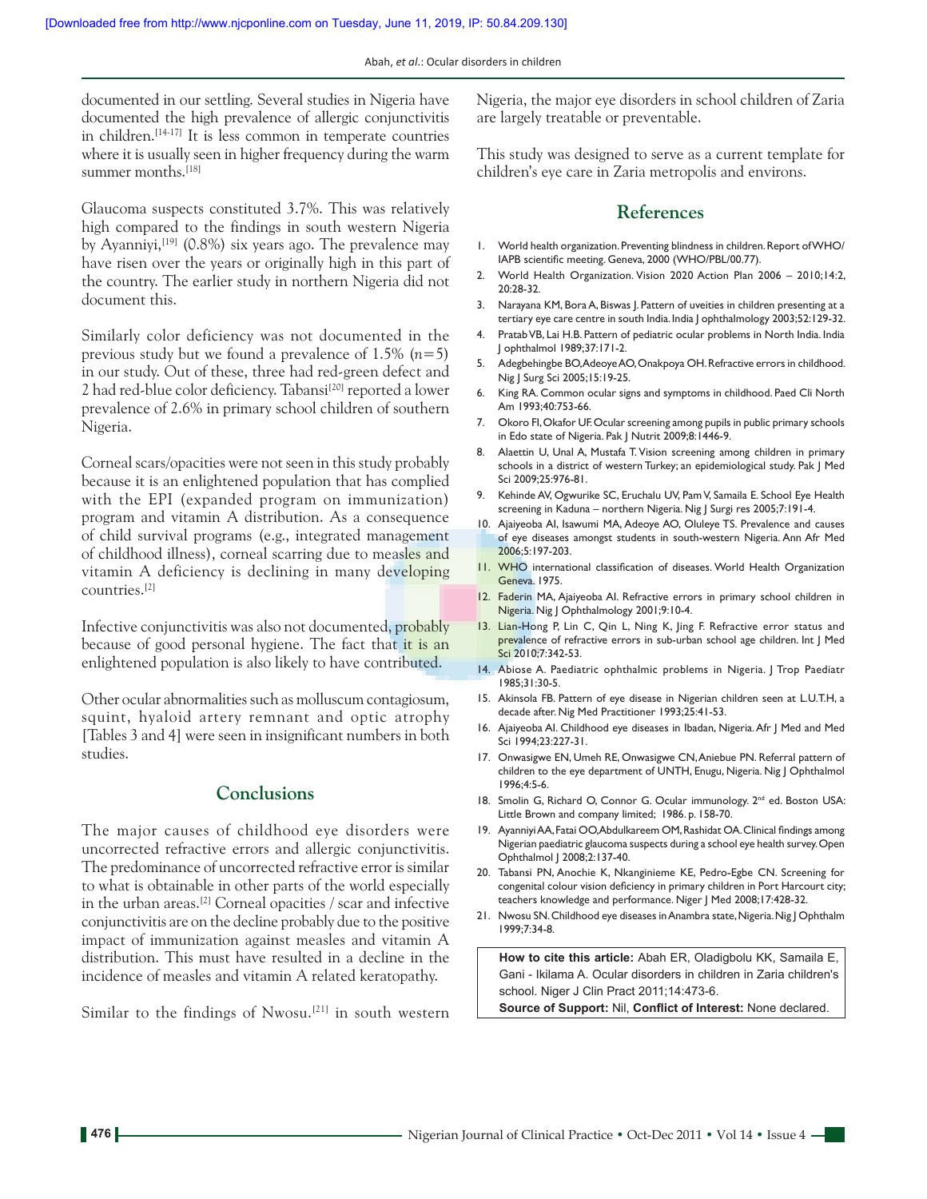documented in our settling. Several studies in Nigeria have documented the high prevalence of allergic conjunctivitis in children.[14-17] It is less common in temperate countries where it is usually seen in higher frequency during the warm summer months.[18]

Glaucoma suspects constituted 3.7%. This was relatively high compared to the findings in south western Nigeria by Ayanniyi,[19] (0.8%) six years ago. The prevalence may have risen over the years or originally high in this part of the country. The earlier study in northern Nigeria did not document this.

Similarly color deficiency was not documented in the previous study but we found a prevalence of 1.5% ($n$=5) in our study. Out of these, three had red-green defect and 2 had red-blue color deficiency. Tabansi[20] reported a lower prevalence of 2.6% in primary school children of southern Nigeria.

Corneal scars/opacities were not seen in this study probably because it is an enlightened population that has complied with the EPI (expanded program on immunization) program and vitamin A distribution. As a consequence of child survival programs (e.g., integrated management of childhood illness), corneal scarring due to measles and vitamin A deficiency is declining in many developing countries.[2]

Infective conjunctivitis was also not documented, probably because of good personal hygiene. The fact that it is an enlightened population is also likely to have contributed.

Other ocular abnormalities such as molluscum contagiosum, squint, hyaloid artery remnant and optic atrophy [Tables 3 and 4] were seen in insignificant numbers in both studies.

## Conclusions

The major causes of childhood eye disorders were uncorrected refractive errors and allergic conjunctivitis. The predominance of uncorrected refractive error is similar to what is obtainable in other parts of the world especially in the urban areas.[2] Corneal opacities / scar and infective conjunctivitis are on the decline probably due to the positive impact of immunization against measles and vitamin A distribution. This must have resulted in a decline in the incidence of measles and vitamin A related keratopathy.

Similar to the findings of Nwosu.[21] in south western Nigeria, the major eye disorders in school children of Zaria are largely treatable or preventable.

This study was designed to serve as a current template for children's eye care in Zaria metropolis and environs.

## References

1. World health organization. Preventing blindness in children. Report of WHO/IAPB scientific meeting. Geneva, 2000 (WHO/PBL/00.77).
2. World Health Organization. Vision 2020 Action Plan 2006 – 2010;14:2, 20:28-32.
3. Narayana KM, Bora A, Biswas J. Pattern of uveities in children presenting at a tertiary eye care centre in south India. India J ophthalmology 2003;52:129-32.
4. Pratab VB, Lai H.B. Pattern of pediatric ocular problems in North India. India J ophthalmol 1989;37:171-2.
5. Adegbehingbe BO, Adeoye AO, Onakpoya OH. Refractive errors in childhood. Nig J Surg Sci 2005;15:19-25.
6. King RA. Common ocular signs and symptoms in childhood. Paed Cli North Am 1993;40:753-66.
7. Okoro FI, Okafor UF. Ocular screening among pupils in public primary schools in Edo state of Nigeria. Pak J Nutrit 2009;8:1446-9.
8. Alaettin U, Unal A, Mustafa T. Vision screening among children in primary schools in a district of western Turkey; an epidemiological study. Pak J Med Sci 2009;25:976-81.
9. Kehinde AV, Ogwurike SC, Eruchalu UV, Pam V, Samaila E. School Eye Health screening in Kaduna – northern Nigeria. Nig J Surgi res 2005;7:191-4.
10. Ajaiyeoba AI, Isawumi MA, Adeoye AO, Oluleye TS. Prevalence and causes of eye diseases amongst students in south-western Nigeria. Ann Afr Med 2006;5:197-203.
11. WHO international classification of diseases. World Health Organization Geneva. 1975.
12. Faderin MA, Ajaiyeoba AI. Refractive errors in primary school children in Nigeria. Nig J Ophthalmology 2001;9:10-4.
13. Lian-Hong P, Lin C, Qin L, Ning K, Jing F. Refractive error status and prevalence of refractive errors in sub-urban school age children. Int J Med Sci 2010;7:342-53.
14. Abiose A. Paediatric ophthalmic problems in Nigeria. J Trop Paediatr 1985;31:30-5.
15. Akinsola FB. Pattern of eye disease in Nigerian children seen at L.U.T.H, a decade after. Nig Med Practitioner 1993;25:41-53.
16. Ajaiyeoba AI. Childhood eye diseases in Ibadan, Nigeria. Afr J Med and Med Sci 1994;23:227-31.
17. Onwasigwe EN, Umeh RE, Onwasigwe CN, Aniebue PN. Referral pattern of children to the eye department of UNTH, Enugu, Nigeria. Nig J Ophthalmol 1996;4:5-6.
18. Smolin G, Richard O, Connor G. Ocular immunology. 2nd ed. Boston USA: Little Brown and company limited; 1986. p. 158-70.
19. Ayanniyi AA, Fatai OO, Abdulkareem OM, Rashidat OA. Clinical findings among Nigerian paediatric glaucoma suspects during a school eye health survey. Open Ophthalmol J 2008;2:137-40.
20. Tabansi PN, Anochie K, Nkanginieme KE, Pedro-Egbe CN. Screening for congenital colour vision deficiency in primary children in Port Harcourt city; teachers knowledge and performance. Niger J Med 2008;17:428-32.
21. Nwosu SN. Childhood eye diseases in Anambra state, Nigeria. Nig J Ophthalm 1999;7:34-8.

**How to cite this article:** Abah ER, Oladigbolu KK, Samaila E, Gani - Ikilama A. Ocular disorders in children in Zaria children's school. Niger J Clin Pract 2011;14:473-6.
**Source of Support:** Nil, **Conflict of Interest:** None declared.